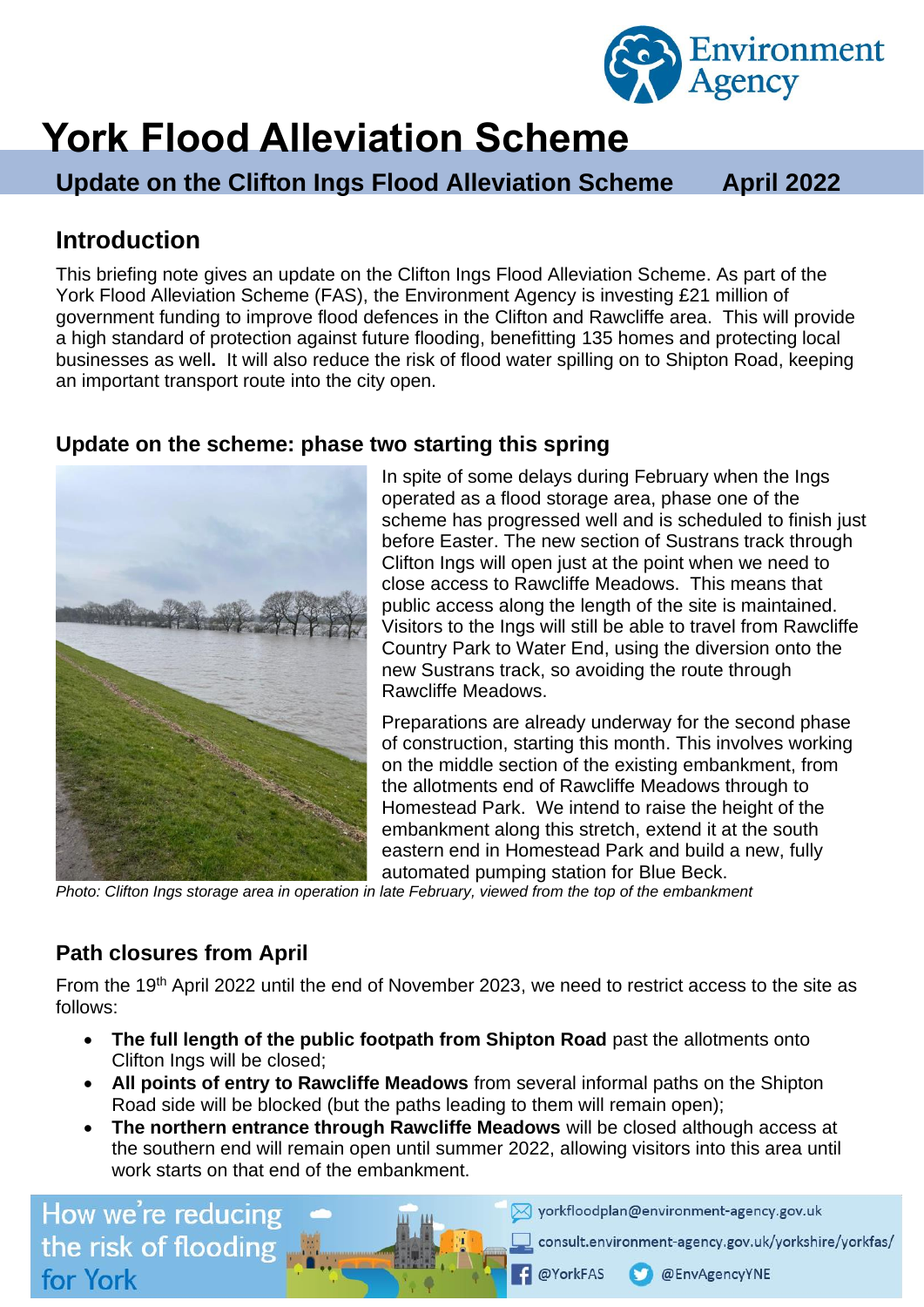# York Flood Alleviation Scheme

## Update on the Clifton Ings Flood Alleviation Scheme April 2022

### Introduction

This briefing note gives an update on the Clifton Ings Flood Alleviation Scheme. As part of the York Flood Alleviation Scheme (FAS), the Environment Agency is investing £21 million of government funding to improve flood defences in the Clifton and Rawcliffe area. This will provide a high standard of protection against future flooding, benefitting 135 homes and protecting local businesses as well**.** It will also reduce the risk of flood water spilling on to Shipton Road, keeping an important transport route into the city open.

### Update on the scheme: phase two starting this spring

In spite of some delays during February when the Ings operated as a flood storage area, phase one of the scheme has progressed well and is scheduled to finish just before Easter. The new section of Sustrans track through Clifton Ings will open just at the point when we need to close access to Rawcliffe Meadows. This means that public access along the length of the site is maintained. Visitors to the Ings will still be able to travel from Rawcliffe Country Park to Water End, using the diversion onto the new Sustrans track, so avoiding the route through Rawcliffe Meadows.

Preparations are already underway for the second phase of construction, starting this month. This involves working on the middle section of the existing embankment, from the allotments end of Rawcliffe Meadows through to Homestead Park. We intend to raise the height of the embankment along this stretch, extend it at the south eastern end in Homestead Park and build a new, fully automated pumping station for Blue Beck.

*Photo: Clifton Ings storage area in operation in late February, viewed from the top of the embankment*

### Path closures from April

From the 19th April 2022 until the end of November 2023, we need to restrict access to the site as follows:

- **The full length of the public footpath from Shipton Road** past the allotments onto Clifton Ings will be closed;
- **All points of entry to Rawcliffe Meadows** from several informal paths on the Shipton Road side will be blocked (but the paths leading to them will remain open);
- **The northern entrance through Rawcliffe Meadows** will be closed although access at the southern end will remain open until summer 2022, allowing visitors into this area until work starts on that end of the embankment.

How we're reducing the risk of flooding for York

yorkfloodplan@environment-agency.gov.uk

consult.environment-agency.gov.uk/yorkshire/yorkfas/

@YorkFAS @EnvAgencyYNE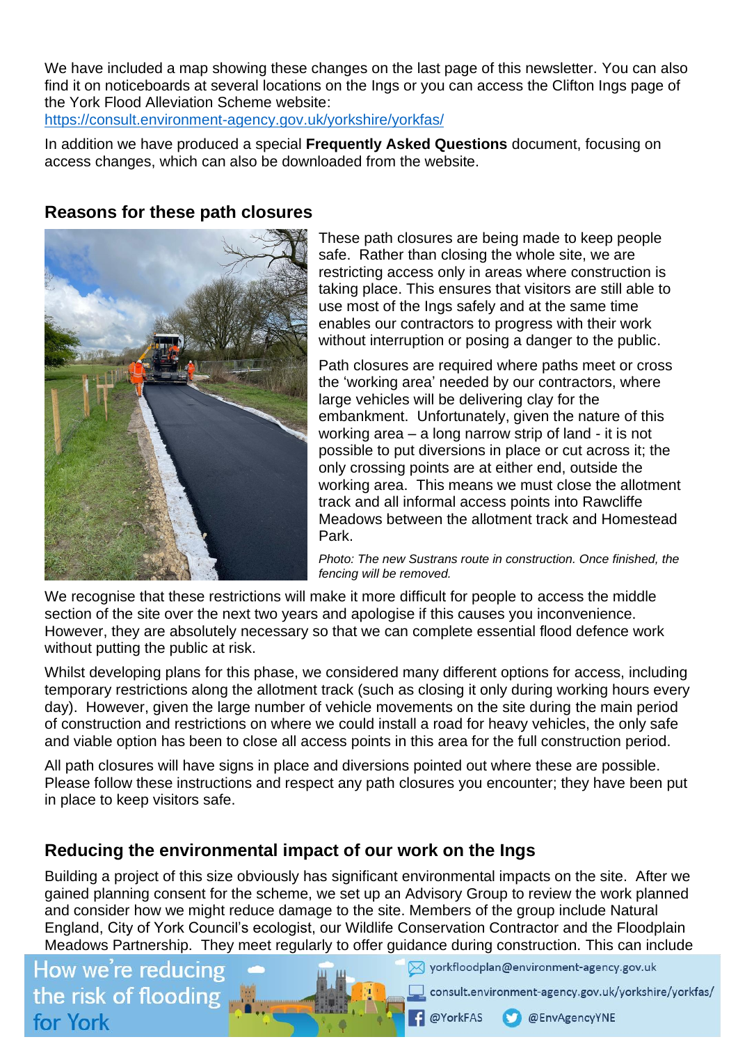We have included a map showing these changes on the last page of this newsletter. You can also find it on noticeboards at several locations on the Ings or you can access the Clifton Ings page of the York Flood Alleviation Scheme website:
https://consult.environment-agency.gov.uk/yorkshire/yorkfas/

In addition we have produced a special **Frequently Asked Questions** document, focusing on access changes, which can also be downloaded from the website.

## Reasons for these path closures

These path closures are being made to keep people safe. Rather than closing the whole site, we are restricting access only in areas where construction is taking place. This ensures that visitors are still able to use most of the Ings safely and at the same time enables our contractors to progress with their work without interruption or posing a danger to the public.

Path closures are required where paths meet or cross the 'working area' needed by our contractors, where large vehicles will be delivering clay for the embankment. Unfortunately, given the nature of this working area – a long narrow strip of land - it is not possible to put diversions in place or cut across it; the only crossing points are at either end, outside the working area. This means we must close the allotment track and all informal access points into Rawcliffe Meadows between the allotment track and Homestead Park.

*Photo: The new Sustrans route in construction. Once finished, the fencing will be removed.*

We recognise that these restrictions will make it more difficult for people to access the middle section of the site over the next two years and apologise if this causes you inconvenience. However, they are absolutely necessary so that we can complete essential flood defence work without putting the public at risk.

Whilst developing plans for this phase, we considered many different options for access, including temporary restrictions along the allotment track (such as closing it only during working hours every day). However, given the large number of vehicle movements on the site during the main period of construction and restrictions on where we could install a road for heavy vehicles, the only safe and viable option has been to close all access points in this area for the full construction period.

All path closures will have signs in place and diversions pointed out where these are possible. Please follow these instructions and respect any path closures you encounter; they have been put in place to keep visitors safe.

## Reducing the environmental impact of our work on the Ings

Building a project of this size obviously has significant environmental impacts on the site. After we gained planning consent for the scheme, we set up an Advisory Group to review the work planned and consider how we might reduce damage to the site. Members of the group include Natural England, City of York Council's ecologist, our Wildlife Conservation Contractor and the Floodplain Meadows Partnership. They meet regularly to offer guidance during construction. This can include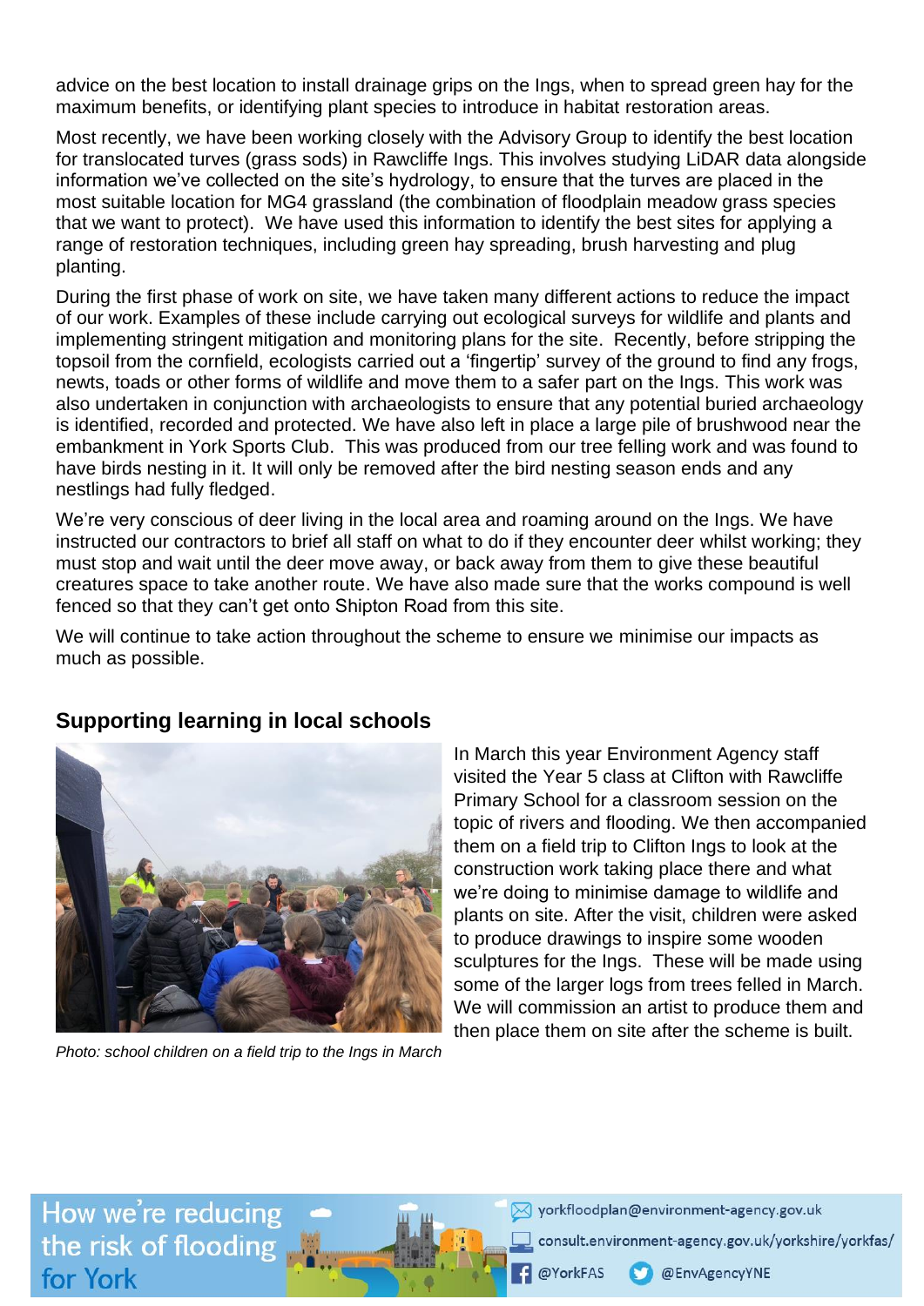advice on the best location to install drainage grips on the Ings, when to spread green hay for the maximum benefits, or identifying plant species to introduce in habitat restoration areas.

Most recently, we have been working closely with the Advisory Group to identify the best location for translocated turves (grass sods) in Rawcliffe Ings. This involves studying LiDAR data alongside information we've collected on the site's hydrology, to ensure that the turves are placed in the most suitable location for MG4 grassland (the combination of floodplain meadow grass species that we want to protect). We have used this information to identify the best sites for applying a range of restoration techniques, including green hay spreading, brush harvesting and plug planting.

During the first phase of work on site, we have taken many different actions to reduce the impact of our work. Examples of these include carrying out ecological surveys for wildlife and plants and implementing stringent mitigation and monitoring plans for the site. Recently, before stripping the topsoil from the cornfield, ecologists carried out a 'fingertip' survey of the ground to find any frogs, newts, toads or other forms of wildlife and move them to a safer part on the Ings. This work was also undertaken in conjunction with archaeologists to ensure that any potential buried archaeology is identified, recorded and protected. We have also left in place a large pile of brushwood near the embankment in York Sports Club. This was produced from our tree felling work and was found to have birds nesting in it. It will only be removed after the bird nesting season ends and any nestlings had fully fledged.

We're very conscious of deer living in the local area and roaming around on the Ings. We have instructed our contractors to brief all staff on what to do if they encounter deer whilst working; they must stop and wait until the deer move away, or back away from them to give these beautiful creatures space to take another route. We have also made sure that the works compound is well fenced so that they can't get onto Shipton Road from this site.

We will continue to take action throughout the scheme to ensure we minimise our impacts as much as possible.

## Supporting learning in local schools

*Photo: school children on a field trip to the Ings in March*

In March this year Environment Agency staff visited the Year 5 class at Clifton with Rawcliffe Primary School for a classroom session on the topic of rivers and flooding. We then accompanied them on a field trip to Clifton Ings to look at the construction work taking place there and what we're doing to minimise damage to wildlife and plants on site. After the visit, children were asked to produce drawings to inspire some wooden sculptures for the Ings. These will be made using some of the larger logs from trees felled in March. We will commission an artist to produce them and then place them on site after the scheme is built.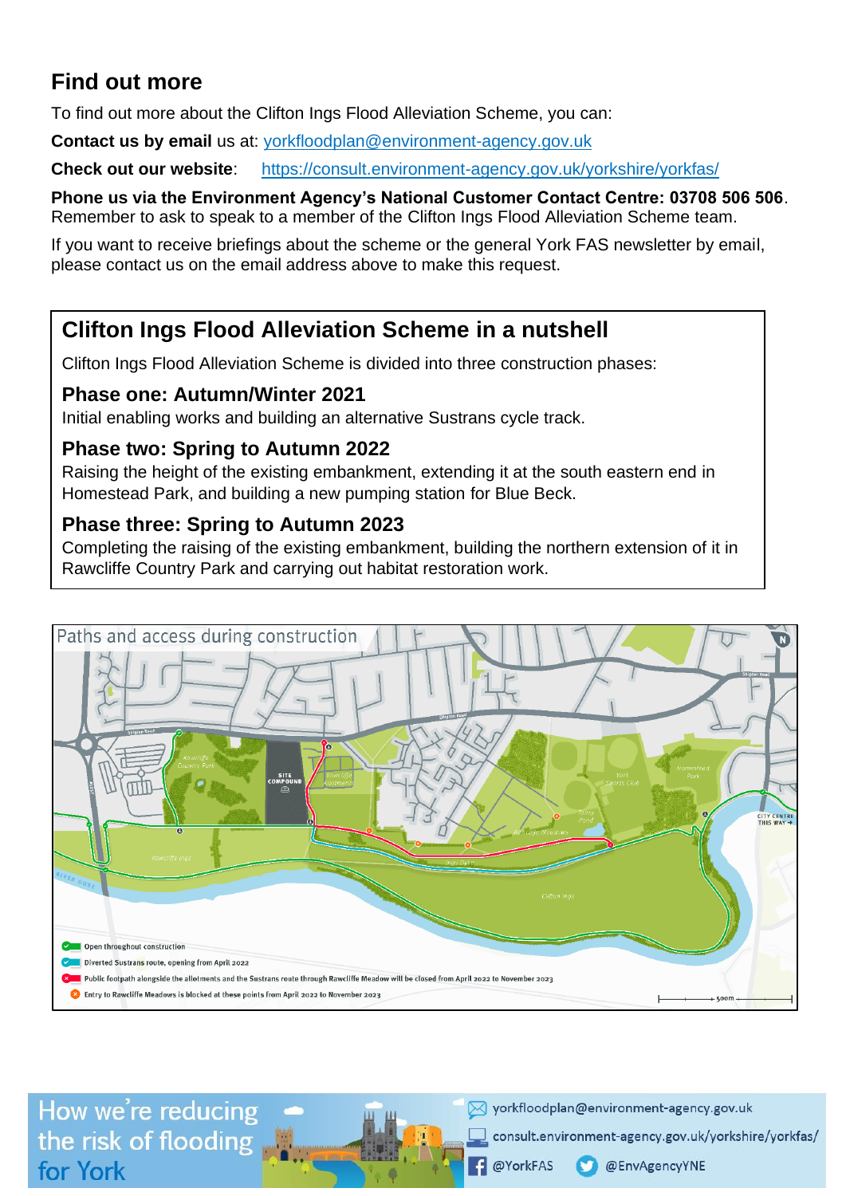## Find out more

To find out more about the Clifton Ings Flood Alleviation Scheme, you can:

**Contact us by email** us at: yorkfloodplan@environment-agency.gov.uk

**Check out our website**: https://consult.environment-agency.gov.uk/yorkshire/yorkfas/

**Phone us via the Environment Agency's National Customer Contact Centre: 03708 506 506**. Remember to ask to speak to a member of the Clifton Ings Flood Alleviation Scheme team.

If you want to receive briefings about the scheme or the general York FAS newsletter by email, please contact us on the email address above to make this request.

## Clifton Ings Flood Alleviation Scheme in a nutshell

Clifton Ings Flood Alleviation Scheme is divided into three construction phases:

### Phase one: Autumn/Winter 2021

Initial enabling works and building an alternative Sustrans cycle track.

### Phase two: Spring to Autumn 2022

Raising the height of the existing embankment, extending it at the south eastern end in Homestead Park, and building a new pumping station for Blue Beck.

### Phase three: Spring to Autumn 2023

Completing the raising of the existing embankment, building the northern extension of it in Rawcliffe Country Park and carrying out habitat restoration work.

Paths and access during construction

Shipton Road

Rawcliffe Country Park

SITE COMPOUND

Rawcliffe Allotments

York Sports Club

Homestead Park

Rawcliffe Meadows

Ings Dyke

Rawcliffe Ings

Clifton Ings

RIVER OUSE

CITY CENTRE THIS WAY

Open throughout construction

Diverted Sustrans route, opening from April 2022

Public footpath alongside the allotments and the Sustrans route through Rawcliffe Meadow will be closed from April 2022 to November 2023

Entry to Rawcliffe Meadows is blocked at these points from April 2022 to November 2023

500m

How we're reducing the risk of flooding for York

yorkfloodplan@environment-agency.gov.uk

consult.environment-agency.gov.uk/yorkshire/yorkfas/

@YorkFAS

@EnvAgencyYNE